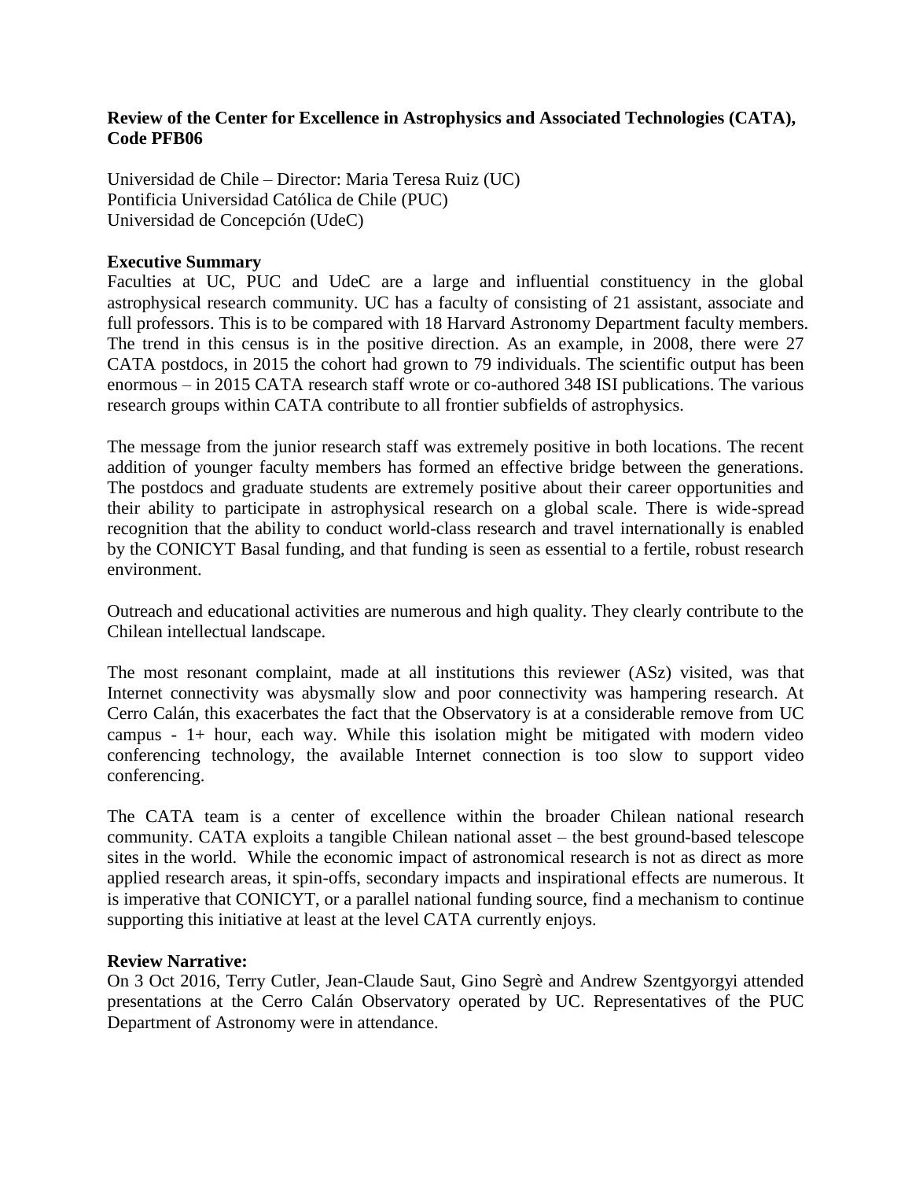**Review of the Center for Excellence in Astrophysics and Associated Technologies (CATA), Code PFB06**

Universidad de Chile – Director: Maria Teresa Ruiz (UC)
Pontificia Universidad Católica de Chile (PUC)
Universidad de Concepción (UdeC)

**Executive Summary**

Faculties at UC, PUC and UdeC are a large and influential constituency in the global astrophysical research community. UC has a faculty of consisting of 21 assistant, associate and full professors. This is to be compared with 18 Harvard Astronomy Department faculty members. The trend in this census is in the positive direction. As an example, in 2008, there were 27 CATA postdocs, in 2015 the cohort had grown to 79 individuals. The scientific output has been enormous – in 2015 CATA research staff wrote or co-authored 348 ISI publications. The various research groups within CATA contribute to all frontier subfields of astrophysics.

The message from the junior research staff was extremely positive in both locations. The recent addition of younger faculty members has formed an effective bridge between the generations. The postdocs and graduate students are extremely positive about their career opportunities and their ability to participate in astrophysical research on a global scale. There is wide-spread recognition that the ability to conduct world-class research and travel internationally is enabled by the CONICYT Basal funding, and that funding is seen as essential to a fertile, robust research environment.

Outreach and educational activities are numerous and high quality. They clearly contribute to the Chilean intellectual landscape.

The most resonant complaint, made at all institutions this reviewer (ASz) visited, was that Internet connectivity was abysmally slow and poor connectivity was hampering research. At Cerro Calán, this exacerbates the fact that the Observatory is at a considerable remove from UC campus - 1+ hour, each way. While this isolation might be mitigated with modern video conferencing technology, the available Internet connection is too slow to support video conferencing.

The CATA team is a center of excellence within the broader Chilean national research community. CATA exploits a tangible Chilean national asset – the best ground-based telescope sites in the world. While the economic impact of astronomical research is not as direct as more applied research areas, it spin-offs, secondary impacts and inspirational effects are numerous. It is imperative that CONICYT, or a parallel national funding source, find a mechanism to continue supporting this initiative at least at the level CATA currently enjoys.

**Review Narrative:**

On 3 Oct 2016, Terry Cutler, Jean-Claude Saut, Gino Segrè and Andrew Szentgyorgyi attended presentations at the Cerro Calán Observatory operated by UC. Representatives of the PUC Department of Astronomy were in attendance.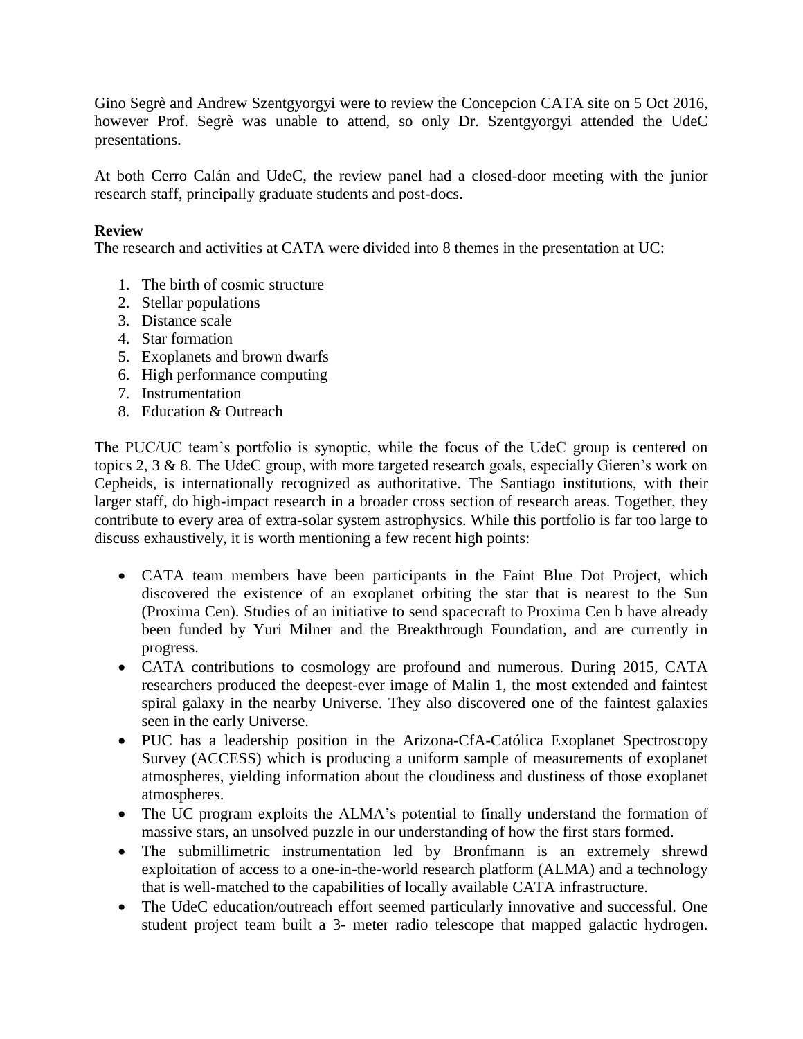Gino Segrè and Andrew Szentgyorgyi were to review the Concepcion CATA site on 5 Oct 2016, however Prof. Segrè was unable to attend, so only Dr. Szentgyorgyi attended the UdeC presentations.

At both Cerro Calán and UdeC, the review panel had a closed-door meeting with the junior research staff, principally graduate students and post-docs.

**Review**

The research and activities at CATA were divided into 8 themes in the presentation at UC:

1. The birth of cosmic structure
2. Stellar populations
3. Distance scale
4. Star formation
5. Exoplanets and brown dwarfs
6. High performance computing
7. Instrumentation
8. Education & Outreach

The PUC/UC team's portfolio is synoptic, while the focus of the UdeC group is centered on topics 2, 3 & 8. The UdeC group, with more targeted research goals, especially Gieren's work on Cepheids, is internationally recognized as authoritative. The Santiago institutions, with their larger staff, do high-impact research in a broader cross section of research areas. Together, they contribute to every area of extra-solar system astrophysics. While this portfolio is far too large to discuss exhaustively, it is worth mentioning a few recent high points:

- CATA team members have been participants in the Faint Blue Dot Project, which discovered the existence of an exoplanet orbiting the star that is nearest to the Sun (Proxima Cen). Studies of an initiative to send spacecraft to Proxima Cen b have already been funded by Yuri Milner and the Breakthrough Foundation, and are currently in progress.
- CATA contributions to cosmology are profound and numerous. During 2015, CATA researchers produced the deepest-ever image of Malin 1, the most extended and faintest spiral galaxy in the nearby Universe. They also discovered one of the faintest galaxies seen in the early Universe.
- PUC has a leadership position in the Arizona-CfA-Católica Exoplanet Spectroscopy Survey (ACCESS) which is producing a uniform sample of measurements of exoplanet atmospheres, yielding information about the cloudiness and dustiness of those exoplanet atmospheres.
- The UC program exploits the ALMA's potential to finally understand the formation of massive stars, an unsolved puzzle in our understanding of how the first stars formed.
- The submillimetric instrumentation led by Bronfmann is an extremely shrewd exploitation of access to a one-in-the-world research platform (ALMA) and a technology that is well-matched to the capabilities of locally available CATA infrastructure.
- The UdeC education/outreach effort seemed particularly innovative and successful. One student project team built a 3- meter radio telescope that mapped galactic hydrogen.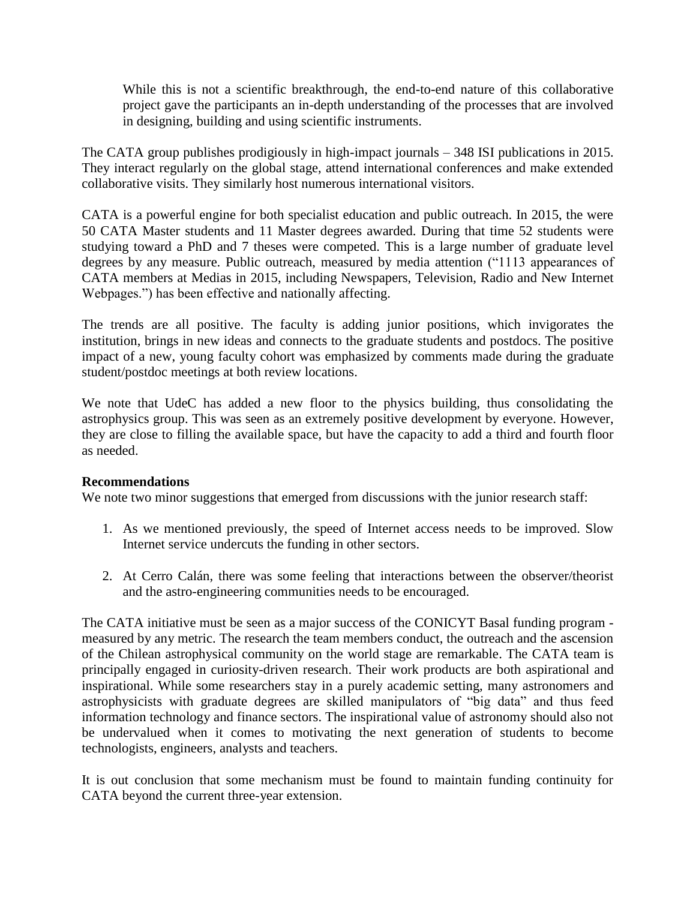While this is not a scientific breakthrough, the end-to-end nature of this collaborative project gave the participants an in-depth understanding of the processes that are involved in designing, building and using scientific instruments.

The CATA group publishes prodigiously in high-impact journals – 348 ISI publications in 2015. They interact regularly on the global stage, attend international conferences and make extended collaborative visits. They similarly host numerous international visitors.

CATA is a powerful engine for both specialist education and public outreach. In 2015, the were 50 CATA Master students and 11 Master degrees awarded. During that time 52 students were studying toward a PhD and 7 theses were competed. This is a large number of graduate level degrees by any measure. Public outreach, measured by media attention ("1113 appearances of CATA members at Medias in 2015, including Newspapers, Television, Radio and New Internet Webpages.") has been effective and nationally affecting.

The trends are all positive. The faculty is adding junior positions, which invigorates the institution, brings in new ideas and connects to the graduate students and postdocs. The positive impact of a new, young faculty cohort was emphasized by comments made during the graduate student/postdoc meetings at both review locations.

We note that UdeC has added a new floor to the physics building, thus consolidating the astrophysics group. This was seen as an extremely positive development by everyone. However, they are close to filling the available space, but have the capacity to add a third and fourth floor as needed.

**Recommendations**

We note two minor suggestions that emerged from discussions with the junior research staff:

1. As we mentioned previously, the speed of Internet access needs to be improved. Slow Internet service undercuts the funding in other sectors.
2. At Cerro Calán, there was some feeling that interactions between the observer/theorist and the astro-engineering communities needs to be encouraged.

The CATA initiative must be seen as a major success of the CONICYT Basal funding program - measured by any metric. The research the team members conduct, the outreach and the ascension of the Chilean astrophysical community on the world stage are remarkable. The CATA team is principally engaged in curiosity-driven research. Their work products are both aspirational and inspirational. While some researchers stay in a purely academic setting, many astronomers and astrophysicists with graduate degrees are skilled manipulators of "big data" and thus feed information technology and finance sectors. The inspirational value of astronomy should also not be undervalued when it comes to motivating the next generation of students to become technologists, engineers, analysts and teachers.

It is out conclusion that some mechanism must be found to maintain funding continuity for CATA beyond the current three-year extension.